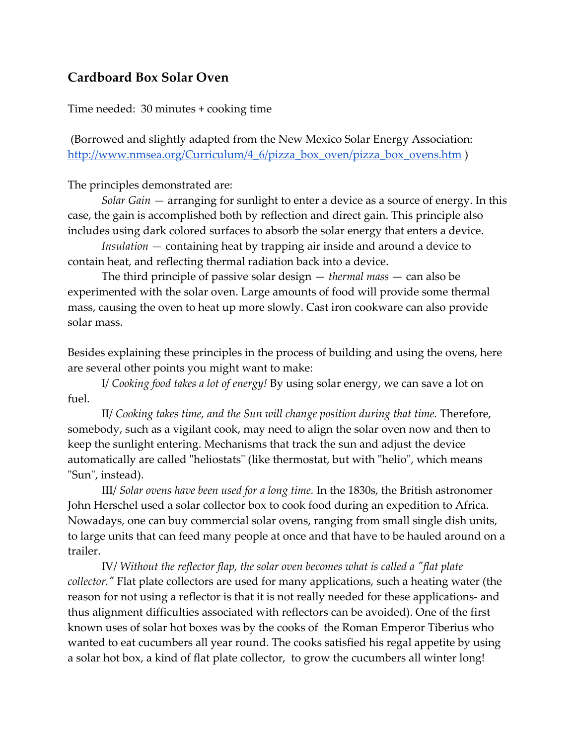## Cardboard Box Solar Oven

Time needed: 30 minutes + cooking time

(Borrowed and slightly adapted from the New Mexico Solar Energy Association: [http://www.nmsea.org/Curriculum/4_6/pizza_box_oven/pizza_box_ovens.htm](http://www.nmsea.org/Curriculum/4_6/pizza_box_oven/pizza_box_ovens.htm) )

The principles demonstrated are:

*Solar Gain* — arranging for sunlight to enter a device as a source of energy. In this case, the gain is accomplished both by reflection and direct gain. This principle also includes using dark colored surfaces to absorb the solar energy that enters a device.

*Insulation* — containing heat by trapping air inside and around a device to contain heat, and reflecting thermal radiation back into a device.

The third principle of passive solar design — *thermal mass* — can also be experimented with the solar oven. Large amounts of food will provide some thermal mass, causing the oven to heat up more slowly. Cast iron cookware can also provide solar mass.

Besides explaining these principles in the process of building and using the ovens, here are several other points you might want to make:

I/ *Cooking food takes a lot of energy!* By using solar energy, we can save a lot on fuel.

II/ *Cooking takes time, and the Sun will change position during that time.* Therefore, somebody, such as a vigilant cook, may need to align the solar oven now and then to keep the sunlight entering. Mechanisms that track the sun and adjust the device automatically are called "heliostats" (like thermostat, but with "helio", which means "Sun", instead).

III/ *Solar ovens have been used for a long time.* In the 1830s, the British astronomer John Herschel used a solar collector box to cook food during an expedition to Africa. Nowadays, one can buy commercial solar ovens, ranging from small single dish units, to large units that can feed many people at once and that have to be hauled around on a trailer.

IV/ *Without the reflector flap, the solar oven becomes what is called a "flat plate collector."* Flat plate collectors are used for many applications, such a heating water (the reason for not using a reflector is that it is not really needed for these applications- and thus alignment difficulties associated with reflectors can be avoided). One of the first known uses of solar hot boxes was by the cooks of the Roman Emperor Tiberius who wanted to eat cucumbers all year round. The cooks satisfied his regal appetite by using a solar hot box, a kind of flat plate collector, to grow the cucumbers all winter long!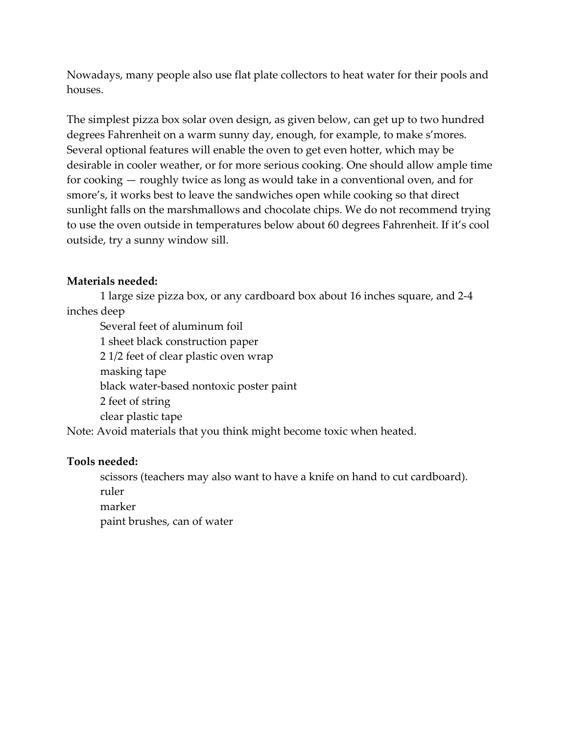Nowadays, many people also use flat plate collectors to heat water for their pools and houses.

The simplest pizza box solar oven design, as given below, can get up to two hundred degrees Fahrenheit on a warm sunny day, enough, for example, to make s'mores. Several optional features will enable the oven to get even hotter, which may be desirable in cooler weather, or for more serious cooking. One should allow ample time for cooking — roughly twice as long as would take in a conventional oven, and for smore's, it works best to leave the sandwiches open while cooking so that direct sunlight falls on the marshmallows and chocolate chips. We do not recommend trying to use the oven outside in temperatures below about 60 degrees Fahrenheit. If it's cool outside, try a sunny window sill.

**Materials needed:**

1 large size pizza box, or any cardboard box about 16 inches square, and 2-4 inches deep
Several feet of aluminum foil
1 sheet black construction paper
2 1/2 feet of clear plastic oven wrap
masking tape
black water-based nontoxic poster paint
2 feet of string
clear plastic tape

Note: Avoid materials that you think might become toxic when heated.

**Tools needed:**

scissors (teachers may also want to have a knife on hand to cut cardboard).
ruler
marker
paint brushes, can of water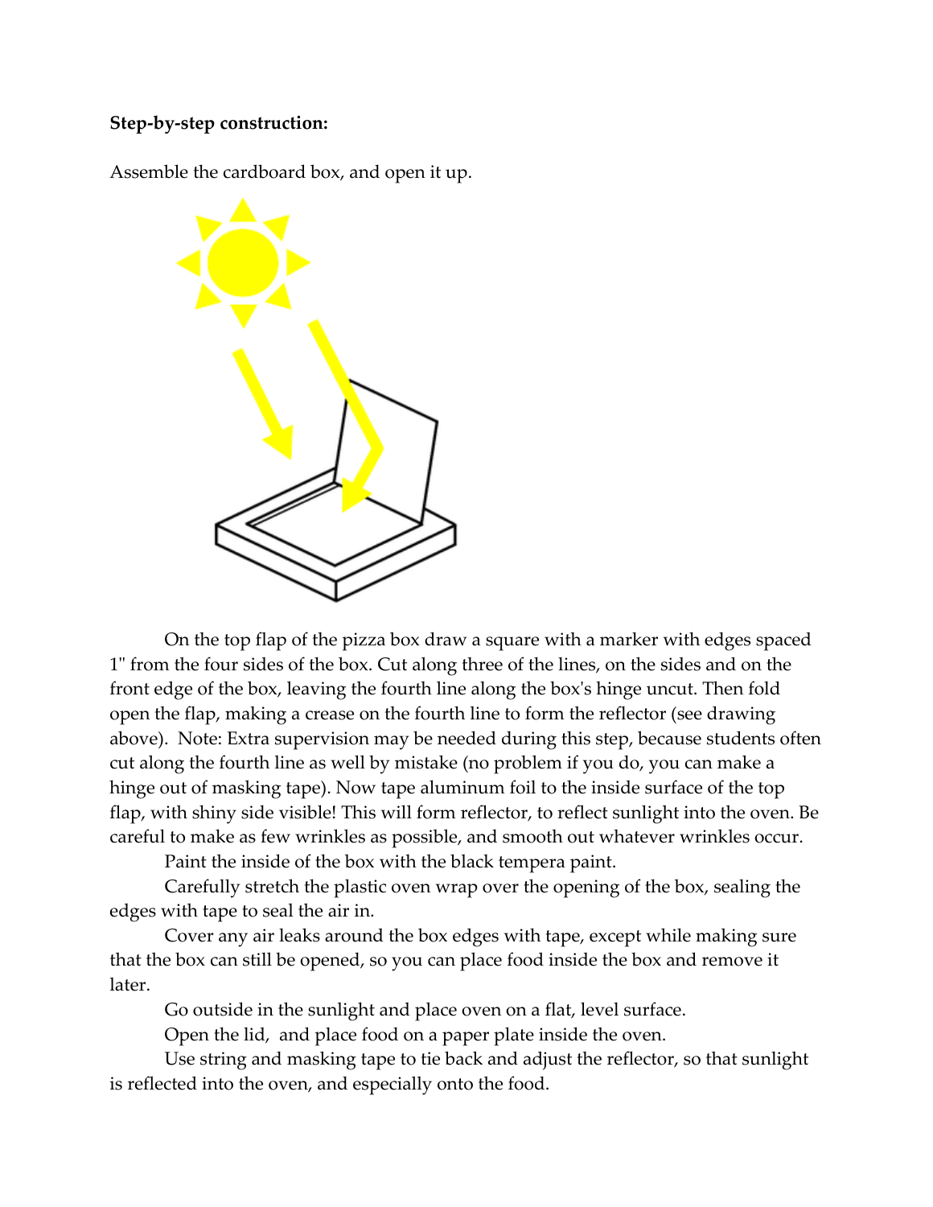**Step-by-step construction:**

Assemble the cardboard box, and open it up.

On the top flap of the pizza box draw a square with a marker with edges spaced 1" from the four sides of the box. Cut along three of the lines, on the sides and on the front edge of the box, leaving the fourth line along the box's hinge uncut. Then fold open the flap, making a crease on the fourth line to form the reflector (see drawing above). Note: Extra supervision may be needed during this step, because students often cut along the fourth line as well by mistake (no problem if you do, you can make a hinge out of masking tape). Now tape aluminum foil to the inside surface of the top flap, with shiny side visible! This will form reflector, to reflect sunlight into the oven. Be careful to make as few wrinkles as possible, and smooth out whatever wrinkles occur.

Paint the inside of the box with the black tempera paint.

Carefully stretch the plastic oven wrap over the opening of the box, sealing the edges with tape to seal the air in.

Cover any air leaks around the box edges with tape, except while making sure that the box can still be opened, so you can place food inside the box and remove it later.

Go outside in the sunlight and place oven on a flat, level surface.

Open the lid, and place food on a paper plate inside the oven.

Use string and masking tape to tie back and adjust the reflector, so that sunlight is reflected into the oven, and especially onto the food.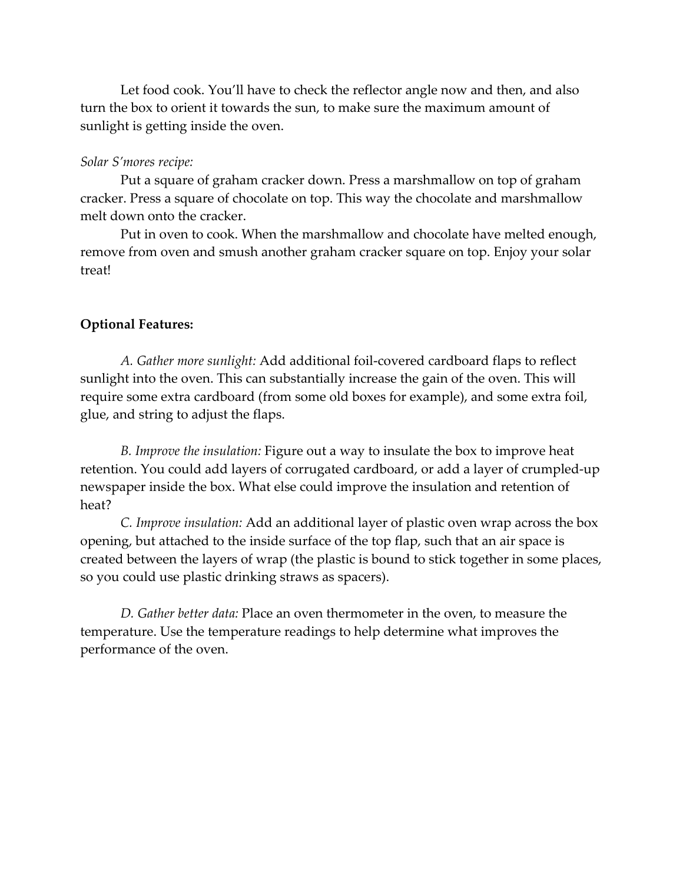Let food cook. You'll have to check the reflector angle now and then, and also turn the box to orient it towards the sun, to make sure the maximum amount of sunlight is getting inside the oven.

*Solar S'mores recipe:*

Put a square of graham cracker down. Press a marshmallow on top of graham cracker. Press a square of chocolate on top. This way the chocolate and marshmallow melt down onto the cracker.

Put in oven to cook. When the marshmallow and chocolate have melted enough, remove from oven and smush another graham cracker square on top. Enjoy your solar treat!

**Optional Features:**

*A. Gather more sunlight:* Add additional foil-covered cardboard flaps to reflect sunlight into the oven. This can substantially increase the gain of the oven. This will require some extra cardboard (from some old boxes for example), and some extra foil, glue, and string to adjust the flaps.

*B. Improve the insulation:* Figure out a way to insulate the box to improve heat retention. You could add layers of corrugated cardboard, or add a layer of crumpled-up newspaper inside the box. What else could improve the insulation and retention of heat?

*C. Improve insulation:* Add an additional layer of plastic oven wrap across the box opening, but attached to the inside surface of the top flap, such that an air space is created between the layers of wrap (the plastic is bound to stick together in some places, so you could use plastic drinking straws as spacers).

*D. Gather better data:* Place an oven thermometer in the oven, to measure the temperature. Use the temperature readings to help determine what improves the performance of the oven.